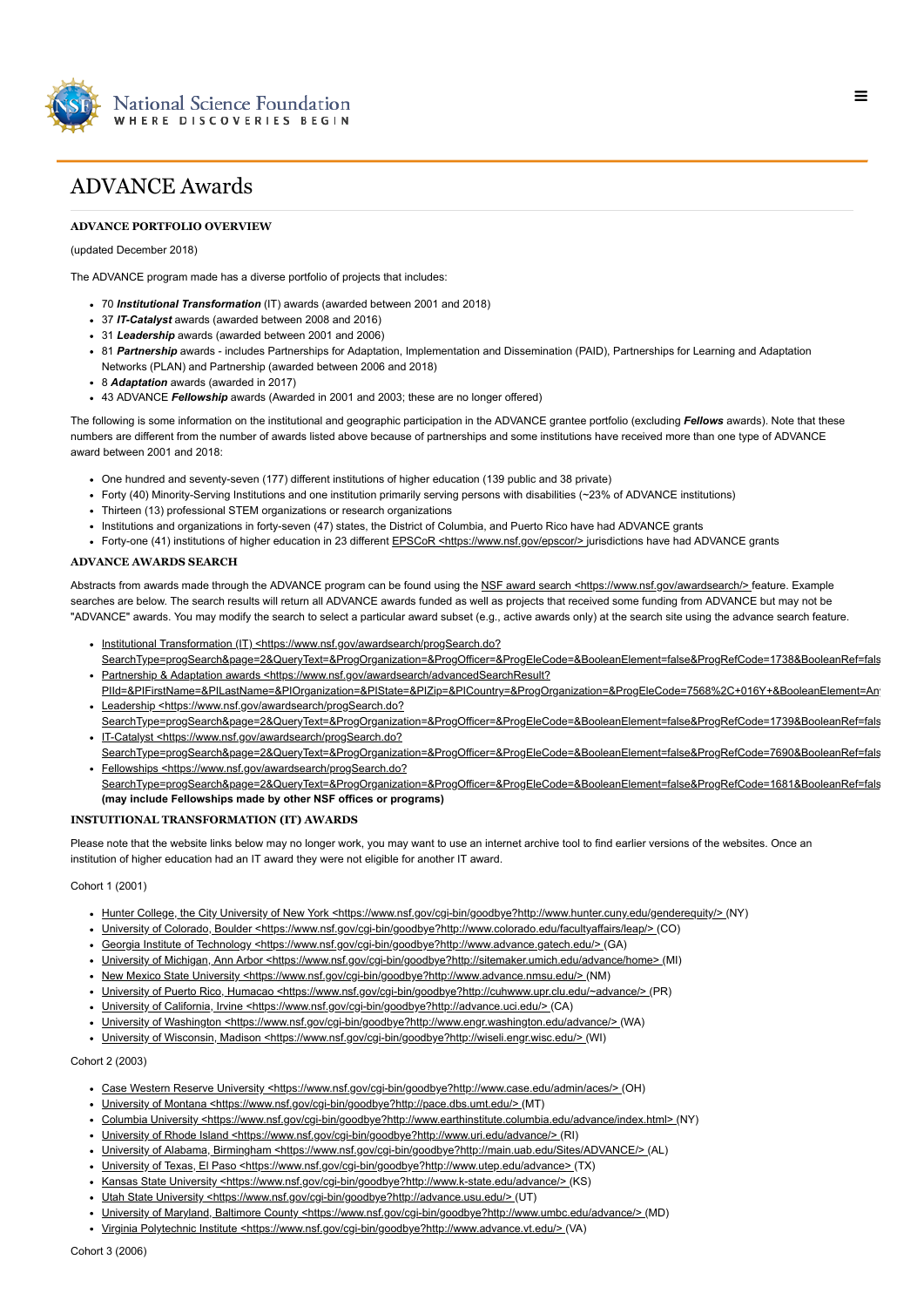# ADVANCE Awards

### ADVANCE PORTFOLIO OVERVIEW

(updated December 2018)

The ADVANCE program made has a diverse portfolio of projects that includes:

- 70 ***Institutional Transformation*** (IT) awards (awarded between 2001 and 2018)
- 37 ***IT-Catalyst*** awards (awarded between 2008 and 2016)
- 31 ***Leadership*** awards (awarded between 2001 and 2006)
- 81 ***Partnership*** awards - includes Partnerships for Adaptation, Implementation and Dissemination (PAID), Partnerships for Learning and Adaptation Networks (PLAN) and Partnership (awarded between 2006 and 2018)
- 8 ***Adaptation*** awards (awarded in 2017)
- 43 ADVANCE ***Fellowship*** awards (Awarded in 2001 and 2003; these are no longer offered)

The following is some information on the institutional and geographic participation in the ADVANCE grantee portfolio (excluding ***Fellows*** awards). Note that these numbers are different from the number of awards listed above because of partnerships and some institutions have received more than one type of ADVANCE award between 2001 and 2018:

- One hundred and seventy-seven (177) different institutions of higher education (139 public and 38 private)
- Forty (40) Minority-Serving Institutions and one institution primarily serving persons with disabilities (~23% of ADVANCE institutions)
- Thirteen (13) professional STEM organizations or research organizations
- Institutions and organizations in forty-seven (47) states, the District of Columbia, and Puerto Rico have had ADVANCE grants
- Forty-one (41) institutions of higher education in 23 different EPSCoR <https://www.nsf.gov/epscor/> jurisdictions have had ADVANCE grants

### ADVANCE AWARDS SEARCH

Abstracts from awards made through the ADVANCE program can be found using the NSF award search <https://www.nsf.gov/awardsearch/> feature. Example searches are below. The search results will return all ADVANCE awards funded as well as projects that received some funding from ADVANCE but may not be "ADVANCE" awards. You may modify the search to select a particular award subset (e.g., active awards only) at the search site using the advance search feature.

- Institutional Transformation (IT) <https://www.nsf.gov/awardsearch/progSearch.do?SearchType=progSearch&page=2&QueryText=&ProgOrganization=&ProgOfficer=&ProgEleCode=&BooleanElement=false&ProgRefCode=1738&BooleanRef=fals
- Partnership & Adaptation awards <https://www.nsf.gov/awardsearch/advancedSearchResult?PIId=&PIFirstName=&PILastName=&PIOrganization=&PIState=&PIZip=&PICountry=&ProgOrganization=&ProgEleCode=7568%2C+016Y+&BooleanElement=An
- Leadership <https://www.nsf.gov/awardsearch/progSearch.do?SearchType=progSearch&page=2&QueryText=&ProgOrganization=&ProgOfficer=&ProgEleCode=&BooleanElement=false&ProgRefCode=1739&BooleanRef=fals
- IT-Catalyst <https://www.nsf.gov/awardsearch/progSearch.do?SearchType=progSearch&page=2&QueryText=&ProgOrganization=&ProgOfficer=&ProgEleCode=&BooleanElement=false&ProgRefCode=7690&BooleanRef=fals
- Fellowships <https://www.nsf.gov/awardsearch/progSearch.do?SearchType=progSearch&page=2&QueryText=&ProgOrganization=&ProgOfficer=&ProgEleCode=&BooleanElement=false&ProgRefCode=1681&BooleanRef=fals **(may include Fellowships made by other NSF offices or programs)**

### INSTUTITIONAL TRANSFORMATION (IT) AWARDS

Please note that the website links below may no longer work, you may want to use an internet archive tool to find earlier versions of the websites. Once an institution of higher education had an IT award they were not eligible for another IT award.

Cohort 1 (2001)

- Hunter College, the City University of New York <https://www.nsf.gov/cgi-bin/goodbye?http://www.hunter.cuny.edu/genderequity/> (NY)
- University of Colorado, Boulder <https://www.nsf.gov/cgi-bin/goodbye?http://www.colorado.edu/facultyaffairs/leap/> (CO)
- Georgia Institute of Technology <https://www.nsf.gov/cgi-bin/goodbye?http://www.advance.gatech.edu/> (GA)
- University of Michigan, Ann Arbor <https://www.nsf.gov/cgi-bin/goodbye?http://sitemaker.umich.edu/advance/home> (MI)
- New Mexico State University <https://www.nsf.gov/cgi-bin/goodbye?http://www.advance.nmsu.edu/> (NM)
- University of Puerto Rico, Humacao <https://www.nsf.gov/cgi-bin/goodbye?http://cuhwww.upr.clu.edu/~advance/> (PR)
- University of California, Irvine <https://www.nsf.gov/cgi-bin/goodbye?http://advance.uci.edu/> (CA)
- University of Washington <https://www.nsf.gov/cgi-bin/goodbye?http://www.engr.washington.edu/advance/> (WA)
- University of Wisconsin, Madison <https://www.nsf.gov/cgi-bin/goodbye?http://wiseli.engr.wisc.edu/> (WI)

Cohort 2 (2003)

- Case Western Reserve University <https://www.nsf.gov/cgi-bin/goodbye?http://www.case.edu/admin/aces/> (OH)
- University of Montana <https://www.nsf.gov/cgi-bin/goodbye?http://pace.dbs.umt.edu/> (MT)
- Columbia University <https://www.nsf.gov/cgi-bin/goodbye?http://www.earthinstitute.columbia.edu/advance/index.html> (NY)
- University of Rhode Island <https://www.nsf.gov/cgi-bin/goodbye?http://www.uri.edu/advance/> (RI)
- University of Alabama, Birmingham <https://www.nsf.gov/cgi-bin/goodbye?http://main.uab.edu/Sites/ADVANCE/> (AL)
- University of Texas, El Paso <https://www.nsf.gov/cgi-bin/goodbye?http://www.utep.edu/advance> (TX)
- Kansas State University <https://www.nsf.gov/cgi-bin/goodbye?http://www.k-state.edu/advance/> (KS)
- Utah State University <https://www.nsf.gov/cgi-bin/goodbye?http://advance.usu.edu/> (UT)
- University of Maryland, Baltimore County <https://www.nsf.gov/cgi-bin/goodbye?http://www.umbc.edu/advance/> (MD)
- Virginia Polytechnic Institute <https://www.nsf.gov/cgi-bin/goodbye?http://www.advance.vt.edu/> (VA)

Cohort 3 (2006)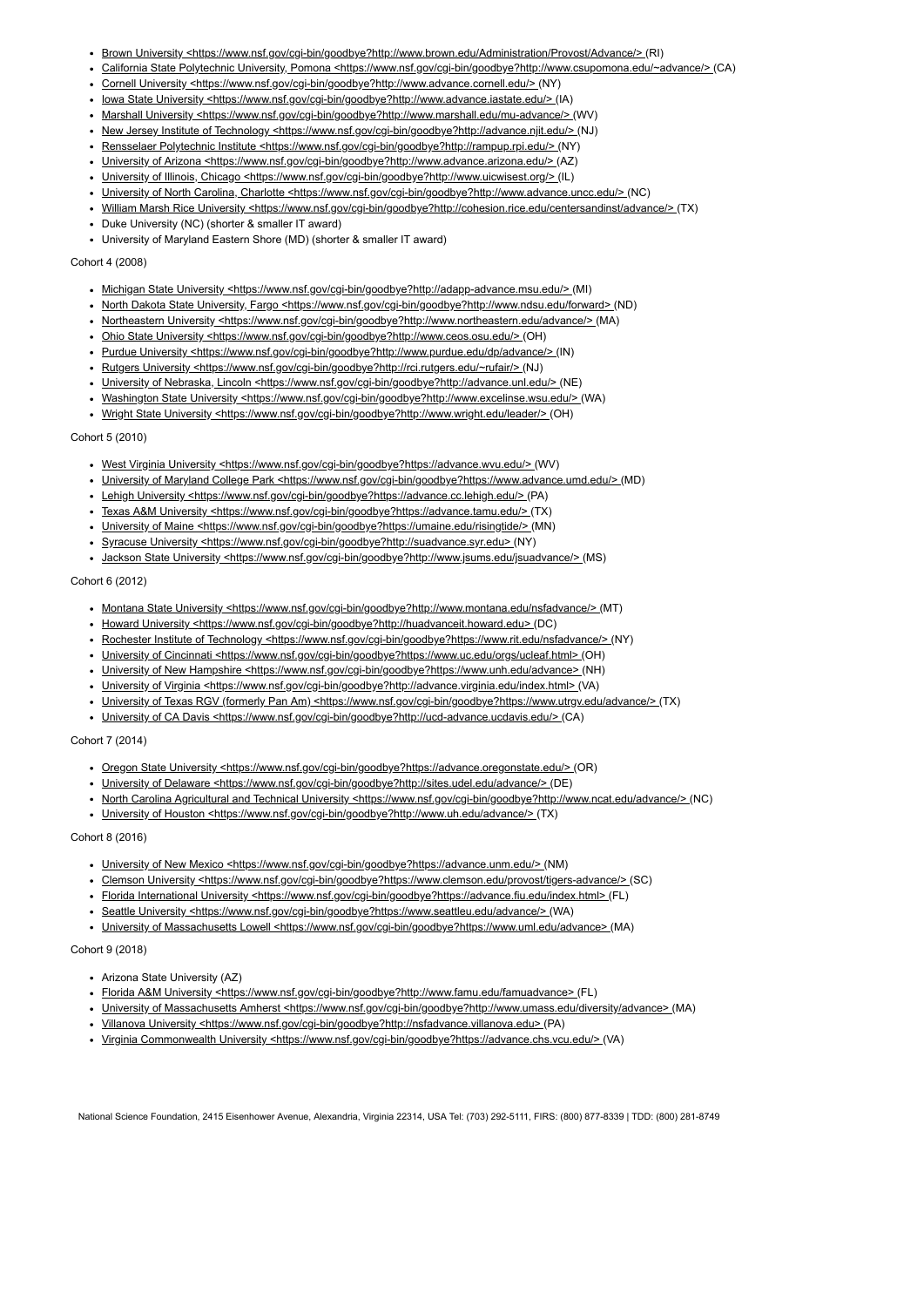- Brown University <https://www.nsf.gov/cgi-bin/goodbye?http://www.brown.edu/Administration/Provost/Advance/> (RI)
- California State Polytechnic University, Pomona <https://www.nsf.gov/cgi-bin/goodbye?http://www.csupomona.edu/~advance/> (CA)
- Cornell University <https://www.nsf.gov/cgi-bin/goodbye?http://www.advance.cornell.edu/> (NY)
- Iowa State University <https://www.nsf.gov/cgi-bin/goodbye?http://www.advance.iastate.edu/> (IA)
- Marshall University <https://www.nsf.gov/cgi-bin/goodbye?http://www.marshall.edu/mu-advance/> (WV)
- New Jersey Institute of Technology <https://www.nsf.gov/cgi-bin/goodbye?http://advance.njit.edu/> (NJ)
- Rensselaer Polytechnic Institute <https://www.nsf.gov/cgi-bin/goodbye?http://rampup.rpi.edu/> (NY)
- University of Arizona <https://www.nsf.gov/cgi-bin/goodbye?http://www.advance.arizona.edu/> (AZ)
- University of Illinois, Chicago <https://www.nsf.gov/cgi-bin/goodbye?http://www.uicwisest.org/> (IL)
- University of North Carolina, Charlotte <https://www.nsf.gov/cgi-bin/goodbye?http://www.advance.uncc.edu/> (NC)
- William Marsh Rice University <https://www.nsf.gov/cgi-bin/goodbye?http://cohesion.rice.edu/centersandinst/advance/> (TX)
- Duke University (NC) (shorter & smaller IT award)
- University of Maryland Eastern Shore (MD) (shorter & smaller IT award)

Cohort 4 (2008)

- Michigan State University <https://www.nsf.gov/cgi-bin/goodbye?http://adapp-advance.msu.edu/> (MI)
- North Dakota State University, Fargo <https://www.nsf.gov/cgi-bin/goodbye?http://www.ndsu.edu/forward> (ND)
- Northeastern University <https://www.nsf.gov/cgi-bin/goodbye?http://www.northeastern.edu/advance/> (MA)
- Ohio State University <https://www.nsf.gov/cgi-bin/goodbye?http://www.ceos.osu.edu/> (OH)
- Purdue University <https://www.nsf.gov/cgi-bin/goodbye?http://www.purdue.edu/dp/advance/> (IN)
- Rutgers University <https://www.nsf.gov/cgi-bin/goodbye?http://rci.rutgers.edu/~rufair/> (NJ)
- University of Nebraska, Lincoln <https://www.nsf.gov/cgi-bin/goodbye?http://advance.unl.edu/> (NE)
- Washington State University <https://www.nsf.gov/cgi-bin/goodbye?http://www.excelinse.wsu.edu/> (WA)
- Wright State University <https://www.nsf.gov/cgi-bin/goodbye?http://www.wright.edu/leader/> (OH)

Cohort 5 (2010)

- West Virginia University <https://www.nsf.gov/cgi-bin/goodbye?https://advance.wvu.edu/> (WV)
- University of Maryland College Park <https://www.nsf.gov/cgi-bin/goodbye?https://www.advance.umd.edu/> (MD)
- Lehigh University <https://www.nsf.gov/cgi-bin/goodbye?https://advance.cc.lehigh.edu/> (PA)
- Texas A&M University <https://www.nsf.gov/cgi-bin/goodbye?https://advance.tamu.edu/> (TX)
- University of Maine <https://www.nsf.gov/cgi-bin/goodbye?https://umaine.edu/risingtide/> (MN)
- Syracuse University <https://www.nsf.gov/cgi-bin/goodbye?http://suadvance.syr.edu> (NY)
- Jackson State University <https://www.nsf.gov/cgi-bin/goodbye?http://www.jsums.edu/jsuadvance/> (MS)

Cohort 6 (2012)

- Montana State University <https://www.nsf.gov/cgi-bin/goodbye?http://www.montana.edu/nsfadvance/> (MT)
- Howard University <https://www.nsf.gov/cgi-bin/goodbye?http://huadvanceit.howard.edu> (DC)
- Rochester Institute of Technology <https://www.nsf.gov/cgi-bin/goodbye?https://www.rit.edu/nsfadvance/> (NY)
- University of Cincinnati <https://www.nsf.gov/cgi-bin/goodbye?https://www.uc.edu/orgs/ucleaf.html> (OH)
- University of New Hampshire <https://www.nsf.gov/cgi-bin/goodbye?https://www.unh.edu/advance> (NH)
- University of Virginia <https://www.nsf.gov/cgi-bin/goodbye?http://advance.virginia.edu/index.html> (VA)
- University of Texas RGV (formerly Pan Am) <https://www.nsf.gov/cgi-bin/goodbye?https://www.utrgv.edu/advance/> (TX)
- University of CA Davis <https://www.nsf.gov/cgi-bin/goodbye?http://ucd-advance.ucdavis.edu/> (CA)

Cohort 7 (2014)

- Oregon State University <https://www.nsf.gov/cgi-bin/goodbye?https://advance.oregonstate.edu/> (OR)
- University of Delaware <https://www.nsf.gov/cgi-bin/goodbye?http://sites.udel.edu/advance/> (DE)
- North Carolina Agricultural and Technical University <https://www.nsf.gov/cgi-bin/goodbye?http://www.ncat.edu/advance/> (NC)
- University of Houston <https://www.nsf.gov/cgi-bin/goodbye?http://www.uh.edu/advance/> (TX)

Cohort 8 (2016)

- University of New Mexico <https://www.nsf.gov/cgi-bin/goodbye?https://advance.unm.edu/> (NM)
- Clemson University <https://www.nsf.gov/cgi-bin/goodbye?https://www.clemson.edu/provost/tigers-advance/> (SC)
- Florida International University <https://www.nsf.gov/cgi-bin/goodbye?https://advance.fiu.edu/index.html> (FL)
- Seattle University <https://www.nsf.gov/cgi-bin/goodbye?https://www.seattleu.edu/advance/> (WA)
- University of Massachusetts Lowell <https://www.nsf.gov/cgi-bin/goodbye?https://www.uml.edu/advance> (MA)

Cohort 9 (2018)

- Arizona State University (AZ)
- Florida A&M University <https://www.nsf.gov/cgi-bin/goodbye?http://www.famu.edu/famuadvance> (FL)
- University of Massachusetts Amherst <https://www.nsf.gov/cgi-bin/goodbye?http://www.umass.edu/diversity/advance> (MA)
- Villanova University <https://www.nsf.gov/cgi-bin/goodbye?http://nsfadvance.villanova.edu> (PA)
- Virginia Commonwealth University <https://www.nsf.gov/cgi-bin/goodbye?https://advance.chs.vcu.edu/> (VA)

National Science Foundation, 2415 Eisenhower Avenue, Alexandria, Virginia 22314, USA Tel: (703) 292-5111, FIRS: (800) 877-8339 | TDD: (800) 281-8749